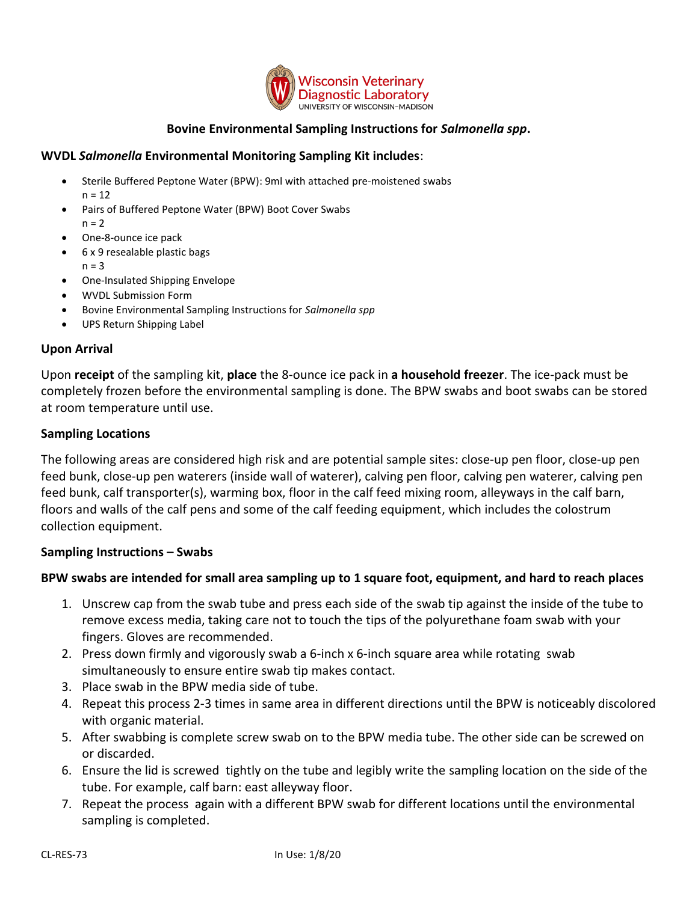Wisconsin Veterinary Diagnostic Laboratory
UNIVERSITY OF WISCONSIN–MADISON

# Bovine Environmental Sampling Instructions for *Salmonella spp*.

## WVDL *Salmonella* Environmental Monitoring Sampling Kit includes:

- Sterile Buffered Peptone Water (BPW): 9ml with attached pre-moistened swabs
  n = 12
- Pairs of Buffered Peptone Water (BPW) Boot Cover Swabs
  n = 2
- One-8-ounce ice pack
- 6 x 9 resealable plastic bags
  n = 3
- One-Insulated Shipping Envelope
- WVDL Submission Form
- Bovine Environmental Sampling Instructions for *Salmonella spp*
- UPS Return Shipping Label

## Upon Arrival

Upon **receipt** of the sampling kit, **place** the 8-ounce ice pack in **a household freezer**. The ice-pack must be completely frozen before the environmental sampling is done. The BPW swabs and boot swabs can be stored at room temperature until use.

## Sampling Locations

The following areas are considered high risk and are potential sample sites: close-up pen floor, close-up pen feed bunk, close-up pen waterers (inside wall of waterer), calving pen floor, calving pen waterer, calving pen feed bunk, calf transporter(s), warming box, floor in the calf feed mixing room, alleyways in the calf barn, floors and walls of the calf pens and some of the calf feeding equipment, which includes the colostrum collection equipment.

## Sampling Instructions – Swabs

**BPW swabs are intended for small area sampling up to 1 square foot, equipment, and hard to reach places**

1. Unscrew cap from the swab tube and press each side of the swab tip against the inside of the tube to remove excess media, taking care not to touch the tips of the polyurethane foam swab with your fingers. Gloves are recommended.
2. Press down firmly and vigorously swab a 6-inch x 6-inch square area while rotating swab simultaneously to ensure entire swab tip makes contact.
3. Place swab in the BPW media side of tube.
4. Repeat this process 2-3 times in same area in different directions until the BPW is noticeably discolored with organic material.
5. After swabbing is complete screw swab on to the BPW media tube. The other side can be screwed on or discarded.
6. Ensure the lid is screwed tightly on the tube and legibly write the sampling location on the side of the tube. For example, calf barn: east alleyway floor.
7. Repeat the process again with a different BPW swab for different locations until the environmental sampling is completed.

CL-RES-73 In Use: 1/8/20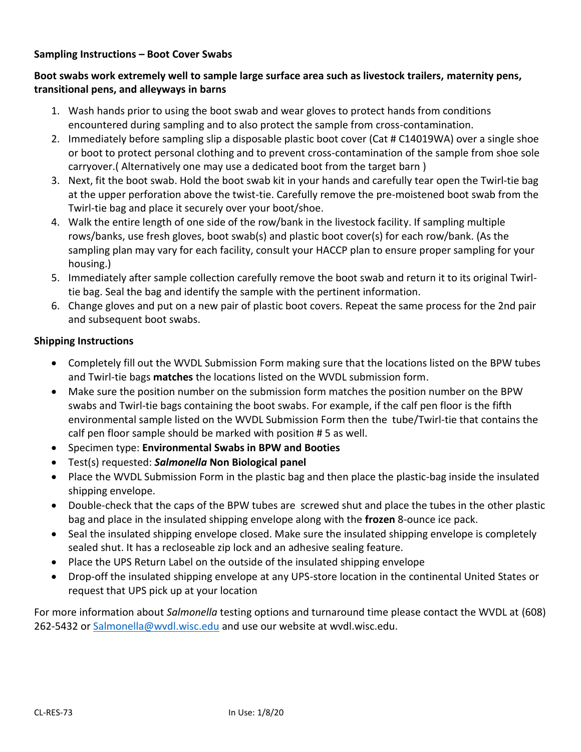**Sampling Instructions – Boot Cover Swabs**

**Boot swabs work extremely well to sample large surface area such as livestock trailers, maternity pens, transitional pens, and alleyways in barns**

1. Wash hands prior to using the boot swab and wear gloves to protect hands from conditions encountered during sampling and to also protect the sample from cross-contamination.
2. Immediately before sampling slip a disposable plastic boot cover (Cat # C14019WA) over a single shoe or boot to protect personal clothing and to prevent cross-contamination of the sample from shoe sole carryover.( Alternatively one may use a dedicated boot from the target barn )
3. Next, fit the boot swab. Hold the boot swab kit in your hands and carefully tear open the Twirl-tie bag at the upper perforation above the twist-tie. Carefully remove the pre-moistened boot swab from the Twirl-tie bag and place it securely over your boot/shoe.
4. Walk the entire length of one side of the row/bank in the livestock facility. If sampling multiple rows/banks, use fresh gloves, boot swab(s) and plastic boot cover(s) for each row/bank. (As the sampling plan may vary for each facility, consult your HACCP plan to ensure proper sampling for your housing.)
5. Immediately after sample collection carefully remove the boot swab and return it to its original Twirl-tie bag. Seal the bag and identify the sample with the pertinent information.
6. Change gloves and put on a new pair of plastic boot covers. Repeat the same process for the 2nd pair and subsequent boot swabs.

**Shipping Instructions**

- Completely fill out the WVDL Submission Form making sure that the locations listed on the BPW tubes and Twirl-tie bags **matches** the locations listed on the WVDL submission form.
- Make sure the position number on the submission form matches the position number on the BPW swabs and Twirl-tie bags containing the boot swabs. For example, if the calf pen floor is the fifth environmental sample listed on the WVDL Submission Form then the tube/Twirl-tie that contains the calf pen floor sample should be marked with position # 5 as well.
- Specimen type: **Environmental Swabs in BPW and Booties**
- Test(s) requested: ***Salmonella* Non Biological panel**
- Place the WVDL Submission Form in the plastic bag and then place the plastic-bag inside the insulated shipping envelope.
- Double-check that the caps of the BPW tubes are screwed shut and place the tubes in the other plastic bag and place in the insulated shipping envelope along with the **frozen** 8-ounce ice pack.
- Seal the insulated shipping envelope closed. Make sure the insulated shipping envelope is completely sealed shut. It has a recloseable zip lock and an adhesive sealing feature.
- Place the UPS Return Label on the outside of the insulated shipping envelope
- Drop-off the insulated shipping envelope at any UPS-store location in the continental United States or request that UPS pick up at your location

For more information about *Salmonella* testing options and turnaround time please contact the WVDL at (608) 262-5432 or Salmonella@wvdl.wisc.edu and use our website at wvdl.wisc.edu.

CL-RES-73 In Use: 1/8/20